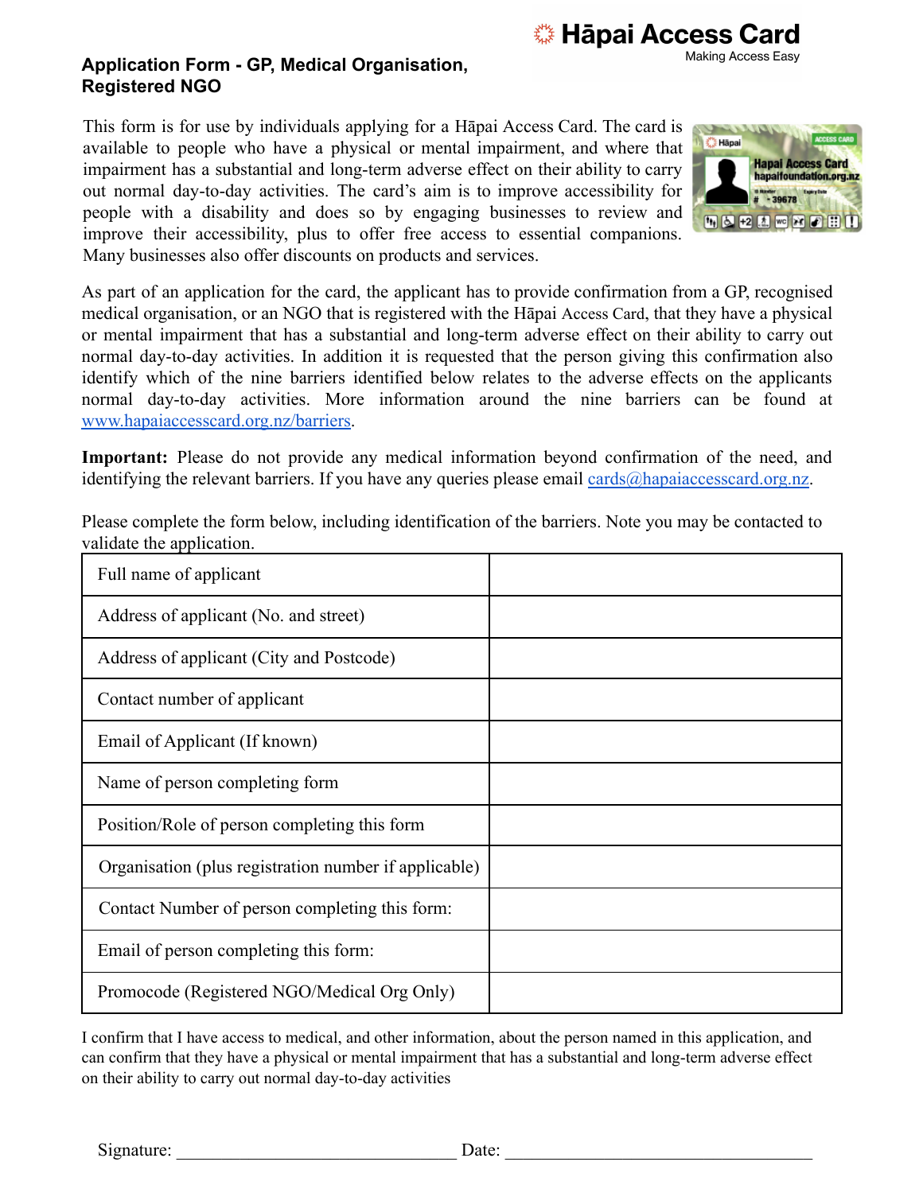Hāpai Access Card
Making Access Easy

# Application Form - GP, Medical Organisation, Registered NGO

This form is for use by individuals applying for a Hāpai Access Card. The card is available to people who have a physical or mental impairment, and where that impairment has a substantial and long-term adverse effect on their ability to carry out normal day-to-day activities. The card's aim is to improve accessibility for people with a disability and does so by engaging businesses to review and improve their accessibility, plus to offer free access to essential companions. Many businesses also offer discounts on products and services.

As part of an application for the card, the applicant has to provide confirmation from a GP, recognised medical organisation, or an NGO that is registered with the Hāpai Access Card, that they have a physical or mental impairment that has a substantial and long-term adverse effect on their ability to carry out normal day-to-day activities. In addition it is requested that the person giving this confirmation also identify which of the nine barriers identified below relates to the adverse effects on the applicants normal day-to-day activities. More information around the nine barriers can be found at www.hapaiaccesscard.org.nz/barriers.

**Important:** Please do not provide any medical information beyond confirmation of the need, and identifying the relevant barriers. If you have any queries please email cards@hapaiaccesscard.org.nz.

Please complete the form below, including identification of the barriers. Note you may be contacted to validate the application.

| | |
|---|---|
| Full name of applicant | |
| Address of applicant (No. and street) | |
| Address of applicant (City and Postcode) | |
| Contact number of applicant | |
| Email of Applicant (If known) | |
| Name of person completing form | |
| Position/Role of person completing this form | |
| Organisation (plus registration number if applicable) | |
| Contact Number of person completing this form: | |
| Email of person completing this form: | |
| Promocode (Registered NGO/Medical Org Only) | |

I confirm that I have access to medical, and other information, about the person named in this application, and can confirm that they have a physical or mental impairment that has a substantial and long-term adverse effect on their ability to carry out normal day-to-day activities

Signature: ______________________________ Date: ______________________________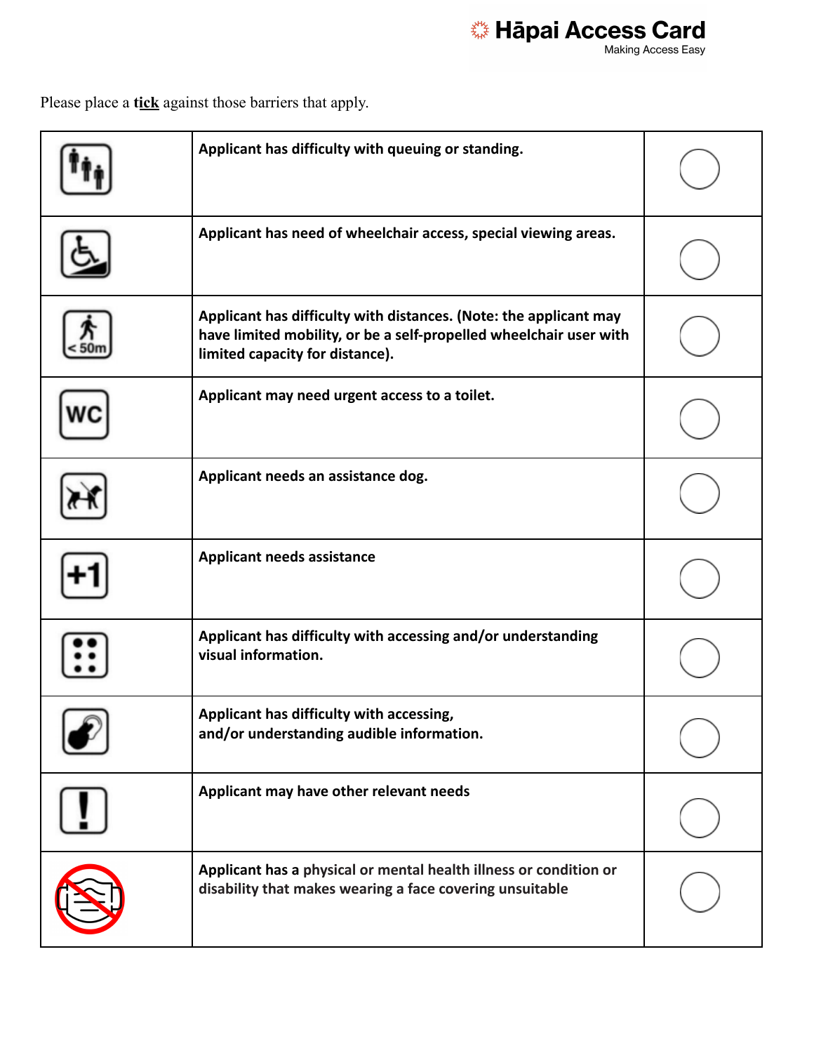**Hāpai Access Card**
Making Access Easy

Please place a **tick** against those barriers that apply.

| | | |
|---|---|---|
| | **Applicant has difficulty with queuing or standing.** | ○ |
| | **Applicant has need of wheelchair access, special viewing areas.** | ○ |
| < 50m | **Applicant has difficulty with distances. (Note: the applicant may have limited mobility, or be a self-propelled wheelchair user with limited capacity for distance).** | ○ |
| WC | **Applicant may need urgent access to a toilet.** | ○ |
| | **Applicant needs an assistance dog.** | ○ |
| +1 | **Applicant needs assistance** | ○ |
| | **Applicant has difficulty with accessing and/or understanding visual information.** | ○ |
| | **Applicant has difficulty with accessing, and/or understanding audible information.** | ○ |
| ! | **Applicant may have other relevant needs** | ○ |
| | **Applicant has a physical or mental health illness or condition or disability that makes wearing a face covering unsuitable** | ○ |